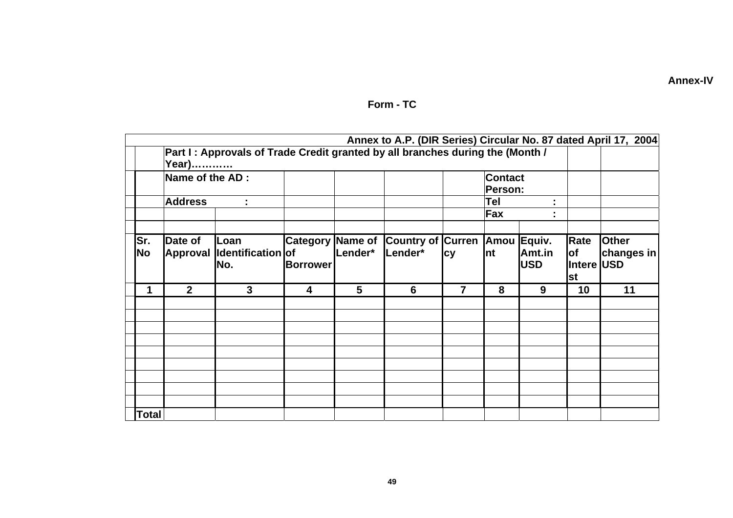Annex-IV

## Form - TC

Annex to A.P. (DIR Series) Circular No. 87 dated April 17, 2004

**Part I : Approvals of Trade Credit granted by all branches during the (Month / Year)…………**

| | | | | | | | | | | |
|---|---|---|---|---|---|---|---|---|---|---|
| | **Name of the AD :** | | | | | | **Contact Person:** | | | |
| | **Address :** | | | | | | **Tel :** | | | |
| | | | | | | | **Fax :** | | | |
| | | | | | | | | | | |
| **Sr. No** | **Date of Approval** | **Loan Identification No.** | **Category of Borrower** | **Name of Lender*** | **Country of Lender*** | **Currency** | **Amount** | **Equiv. Amt.in USD** | **Rate of Interest** | **Other changes in USD** |
| **1** | **2** | **3** | **4** | **5** | **6** | **7** | **8** | **9** | **10** | **11** |
| | | | | | | | | | | |
| | | | | | | | | | | |
| | | | | | | | | | | |
| | | | | | | | | | | |
| | | | | | | | | | | |
| | | | | | | | | | | |
| | | | | | | | | | | |
| | | | | | | | | | | |
| | | | | | | | | | | |
| **Total** | | | | | | | | | | |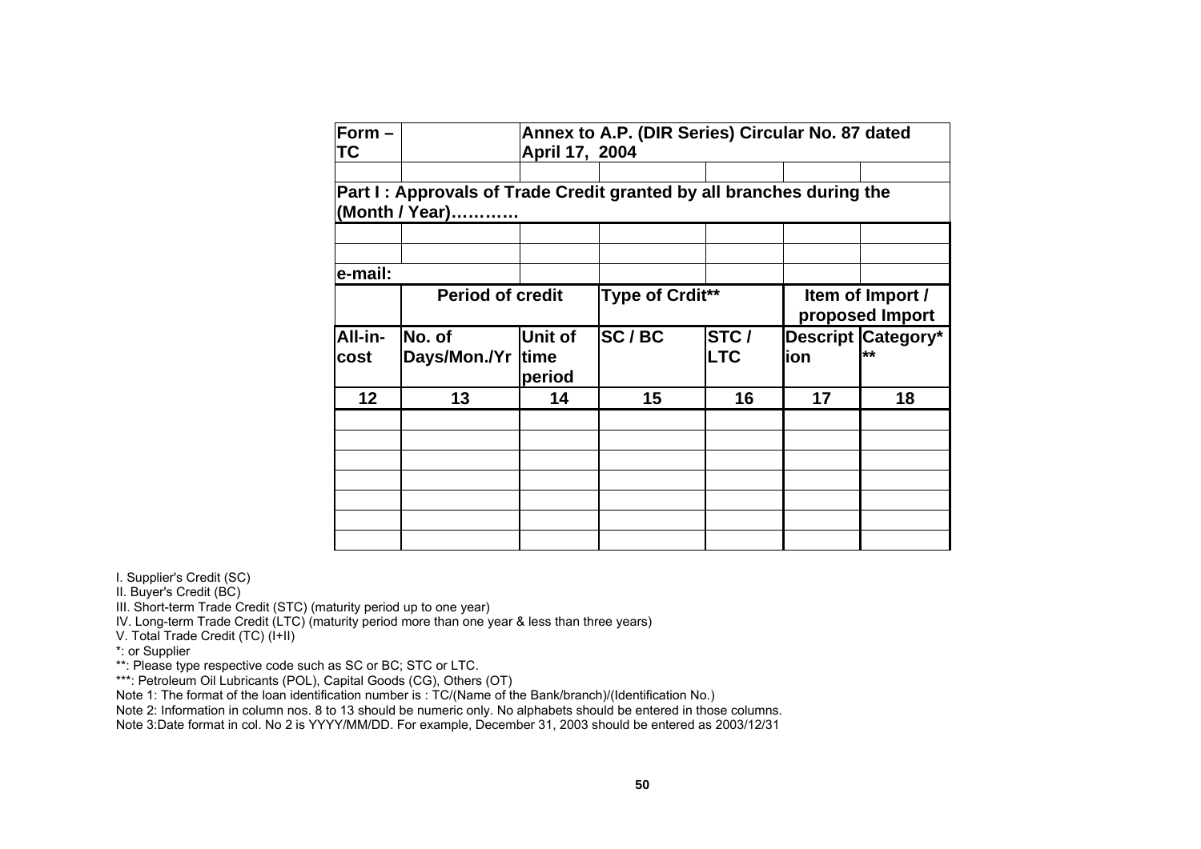| Form – TC | | Annex to A.P. (DIR Series) Circular No. 87 dated April 17, 2004 | | | | |
|---|---|---|---|---|---|---|
| | | | | | | |
| Part I : Approvals of Trade Credit granted by all branches during the (Month / Year)………… | | | | | | |
| | | | | | | |
| | | | | | | |
| e-mail: | | | | | | |
| | Period of credit | | Type of Crdit** | | Item of Import / proposed Import | |
| All-in-cost | No. of Days/Mon./Yr | Unit of time period | SC / BC | STC / LTC | Description | Category*** |
| 12 | 13 | 14 | 15 | 16 | 17 | 18 |
| | | | | | | |
| | | | | | | |
| | | | | | | |
| | | | | | | |
| | | | | | | |
| | | | | | | |
| | | | | | | |

I. Supplier's Credit (SC)
II. Buyer's Credit (BC)
III. Short-term Trade Credit (STC) (maturity period up to one year)
IV. Long-term Trade Credit (LTC) (maturity period more than one year & less than three years)
V. Total Trade Credit (TC) (I+II)
*: or Supplier
**: Please type respective code such as SC or BC; STC or LTC.
***: Petroleum Oil Lubricants (POL), Capital Goods (CG), Others (OT)
Note 1: The format of the loan identification number is : TC/(Name of the Bank/branch)/(Identification No.)
Note 2: Information in column nos. 8 to 13 should be numeric only. No alphabets should be entered in those columns.
Note 3:Date format in col. No 2 is YYYY/MM/DD. For example, December 31, 2003 should be entered as 2003/12/31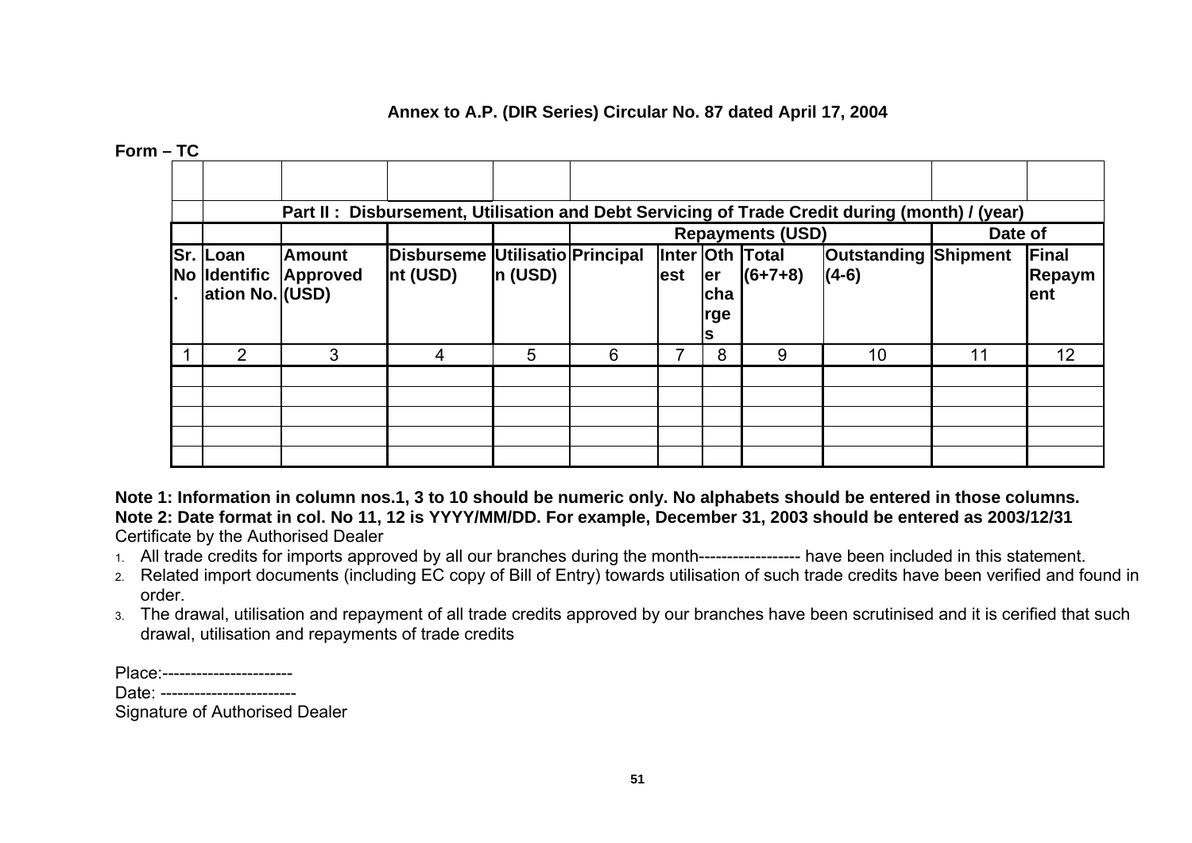**Annex to A.P. (DIR Series) Circular No. 87 dated April 17, 2004**

**Form – TC**

| | | | | | | | | | | | |
|---|---|---|---|---|---|---|---|---|---|---|---|
| | **Part II : Disbursement, Utilisation and Debt Servicing of Trade Credit during (month) / (year)** | | | | | | | | | | |
| | | | | | **Repayments (USD)** | | | | | **Date of** | |
| **Sr. No.** | **Loan Identification No.** | **Amount Approved (USD)** | **Disbursement (USD)** | **Utilisation (USD)** | **Principal** | **Interest** | **Other charges** | **Total (6+7+8)** | **Outstanding (4-6)** | **Shipment** | **Final Repayment** |
| 1 | 2 | 3 | 4 | 5 | 6 | 7 | 8 | 9 | 10 | 11 | 12 |
| | | | | | | | | | | | |
| | | | | | | | | | | | |
| | | | | | | | | | | | |
| | | | | | | | | | | | |
| | | | | | | | | | | | |

**Note 1: Information in column nos.1, 3 to 10 should be numeric only. No alphabets should be entered in those columns.**
**Note 2: Date format in col. No 11, 12 is YYYY/MM/DD. For example, December 31, 2003 should be entered as 2003/12/31**

Certificate by the Authorised Dealer

1. All trade credits for imports approved by all our branches during the month------------------ have been included in this statement.
2. Related import documents (including EC copy of Bill of Entry) towards utilisation of such trade credits have been verified and found in order.
3. The drawal, utilisation and repayment of all trade credits approved by our branches have been scrutinised and it is cerified that such drawal, utilisation and repayments of trade credits

Place:-----------------------
Date: -----------------------
Signature of Authorised Dealer